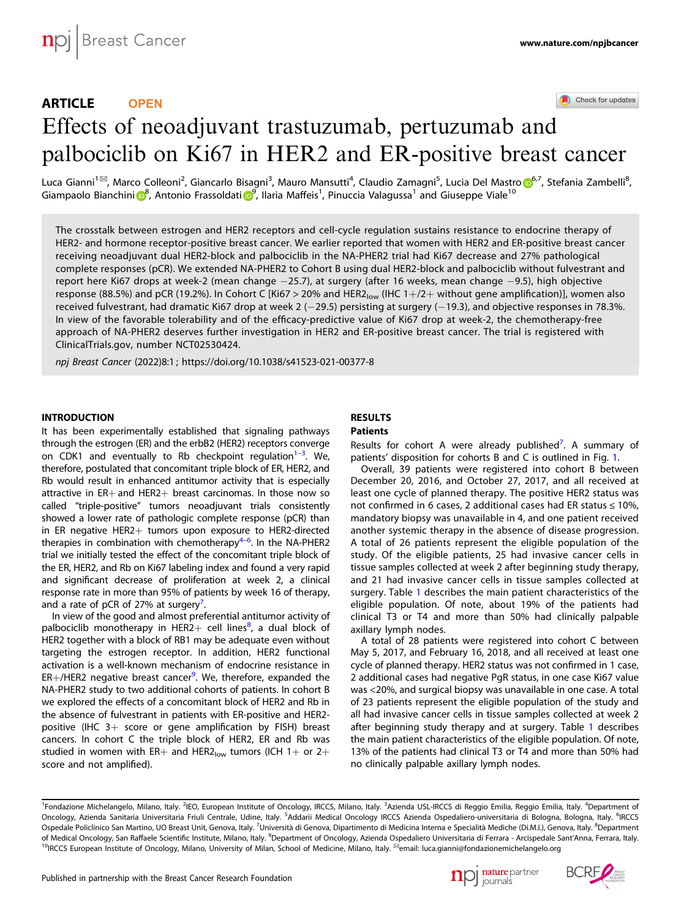ARTICLE OPEN

# Effects of neoadjuvant trastuzumab, pertuzumab and palbociclib on Ki67 in HER2 and ER-positive breast cancer

Luca Gianni[1✉], Marco Colleoni[2], Giancarlo Bisagni[3], Mauro Mansutti[4], Claudio Zamagni[5], Lucia Del Mastro[6,7], Stefania Zambelli[8], Giampaolo Bianchini[8], Antonio Frassoldati[9], Ilaria Maffeis[1], Pinuccia Valagussa[1] and Giuseppe Viale[10]

The crosstalk between estrogen and HER2 receptors and cell-cycle regulation sustains resistance to endocrine therapy of HER2- and hormone receptor-positive breast cancer. We earlier reported that women with HER2 and ER-positive breast cancer receiving neoadjuvant dual HER2-block and palbociclib in the NA-PHER2 trial had Ki67 decrease and 27% pathological complete responses (pCR). We extended NA-PHER2 to Cohort B using dual HER2-block and palbociclib without fulvestrant and report here Ki67 drops at week-2 (mean change −25.7), at surgery (after 16 weeks, mean change −9.5), high objective response (88.5%) and pCR (19.2%). In Cohort C [Ki67 > 20% and $HER2_{low}$ (IHC 1+/2+ without gene amplification)], women also received fulvestrant, had dramatic Ki67 drop at week 2 (−29.5) persisting at surgery (−19.3), and objective responses in 78.3%. In view of the favorable tolerability and of the efficacy-predictive value of Ki67 drop at week-2, the chemotherapy-free approach of NA-PHER2 deserves further investigation in HER2 and ER-positive breast cancer. The trial is registered with ClinicalTrials.gov, number NCT02530424.

*npj Breast Cancer* (2022)8:1 ; https://doi.org/10.1038/s41523-021-00377-8

## INTRODUCTION

It has been experimentally established that signaling pathways through the estrogen (ER) and the erbB2 (HER2) receptors converge on CDK1 and eventually to Rb checkpoint regulation[1–3]. We, therefore, postulated that concomitant triple block of ER, HER2, and Rb would result in enhanced antitumor activity that is especially attractive in ER+ and HER2+ breast carcinomas. In those now so called "triple-positive" tumors neoadjuvant trials consistently showed a lower rate of pathologic complete response (pCR) than in ER negative HER2+ tumors upon exposure to HER2-directed therapies in combination with chemotherapy[4–6]. In the NA-PHER2 trial we initially tested the effect of the concomitant triple block of the ER, HER2, and Rb on Ki67 labeling index and found a very rapid and significant decrease of proliferation at week 2, a clinical response rate in more than 95% of patients by week 16 of therapy, and a rate of pCR of 27% at surgery[7].

In view of the good and almost preferential antitumor activity of palbociclib monotherapy in HER2+ cell lines[8], a dual block of HER2 together with a block of RB1 may be adequate even without targeting the estrogen receptor. In addition, HER2 functional activation is a well-known mechanism of endocrine resistance in ER+/HER2 negative breast cancer[9]. We, therefore, expanded the NA-PHER2 study to two additional cohorts of patients. In cohort B we explored the effects of a concomitant block of HER2 and Rb in the absence of fulvestrant in patients with ER-positive and HER2-positive (IHC 3+ score or gene amplification by FISH) breast cancers. In cohort C the triple block of HER2, ER and Rb was studied in women with ER+ and $HER2_{low}$ tumors (ICH 1+ or 2+ score and not amplified).

## RESULTS

### Patients

Results for cohort A were already published[7]. A summary of patients' disposition for cohorts B and C is outlined in Fig. 1.

Overall, 39 patients were registered into cohort B between December 20, 2016, and October 27, 2017, and all received at least one cycle of planned therapy. The positive HER2 status was not confirmed in 6 cases, 2 additional cases had ER status ≤ 10%, mandatory biopsy was unavailable in 4, and one patient received another systemic therapy in the absence of disease progression. A total of 26 patients represent the eligible population of the study. Of the eligible patients, 25 had invasive cancer cells in tissue samples collected at week 2 after beginning study therapy, and 21 had invasive cancer cells in tissue samples collected at surgery. Table 1 describes the main patient characteristics of the eligible population. Of note, about 19% of the patients had clinical T3 or T4 and more than 50% had clinically palpable axillary lymph nodes.

A total of 28 patients were registered into cohort C between May 5, 2017, and February 16, 2018, and all received at least one cycle of planned therapy. HER2 status was not confirmed in 1 case, 2 additional cases had negative PgR status, in one case Ki67 value was <20%, and surgical biopsy was unavailable in one case. A total of 23 patients represent the eligible population of the study and all had invasive cancer cells in tissue samples collected at week 2 after beginning study therapy and at surgery. Table 1 describes the main patient characteristics of the eligible population. Of note, 13% of the patients had clinical T3 or T4 and more than 50% had no clinically palpable axillary lymph nodes.

[1]Fondazione Michelangelo, Milano, Italy. [2]IEO, European Institute of Oncology, IRCCS, Milano, Italy. [3]Azienda USL-IRCCS di Reggio Emilia, Reggio Emilia, Italy. [4]Department of Oncology, Azienda Sanitaria Universitaria Friuli Centrale, Udine, Italy. [5]Addarii Medical Oncology IRCCS Azienda Ospedaliero-universitaria di Bologna, Bologna, Italy. [6]IRCCS Ospedale Policlinico San Martino, UO Breast Unit, Genova, Italy. [7]Università di Genova, Dipartimento di Medicina Interna e Specialità Mediche (Di.M.I.), Genova, Italy. [8]Department of Medical Oncology, San Raffaele Scientific Institute, Milano, Italy. [9]Department of Oncology, Azienda Ospedaliero Universitaria di Ferrara - Arcispedale Sant'Anna, Ferrara, Italy. [10]IRCCS European Institute of Oncology, Milano, University of Milan, School of Medicine, Milano, Italy. ✉email: luca.gianni@fondazionemichelangelo.org

Published in partnership with the Breast Cancer Research Foundation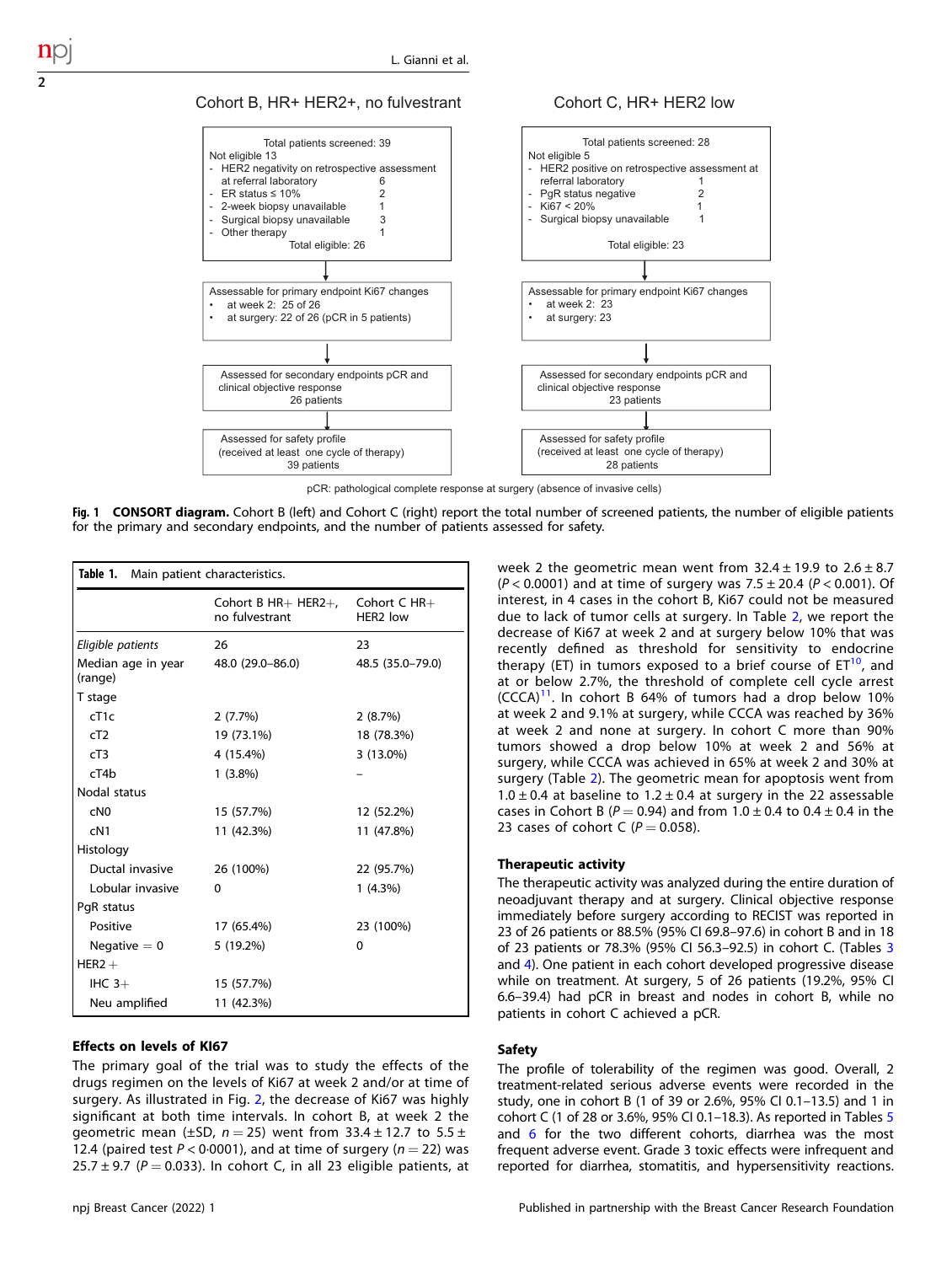Cohort B, HR+ HER2+, no fulvestrant

Total patients screened: 39
Not eligible 13
- HER2 negativity on retrospective assessment at referral laboratory 6
- ER status ≤ 10% 2
- 2-week biopsy unavailable 1
- Surgical biopsy unavailable 3
- Other therapy 1

Total eligible: 26

Assessable for primary endpoint Ki67 changes
- at week 2: 25 of 26
- at surgery: 22 of 26 (pCR in 5 patients)

Assessed for secondary endpoints pCR and clinical objective response
26 patients

Assessed for safety profile
(received at least one cycle of therapy)
39 patients

Cohort C, HR+ HER2 low

Total patients screened: 28
Not eligible 5
- HER2 positive on retrospective assessment at referral laboratory 1
- PgR status negative 2
- Ki67 < 20% 1
- Surgical biopsy unavailable 1

Total eligible: 23

Assessable for primary endpoint Ki67 changes
- at week 2: 23
- at surgery: 23

Assessed for secondary endpoints pCR and clinical objective response
23 patients

Assessed for safety profile
(received at least one cycle of therapy)
28 patients

pCR: pathological complete response at surgery (absence of invasive cells)

**Fig. 1 CONSORT diagram.** Cohort B (left) and Cohort C (right) report the total number of screened patients, the number of eligible patients for the primary and secondary endpoints, and the number of patients assessed for safety.

**Table 1.** Main patient characteristics.

| | Cohort B HR+ HER2+, no fulvestrant | Cohort C HR+ HER2 low |
|---|---|---|
| *Eligible patients* | 26 | 23 |
| Median age in year (range) | 48.0 (29.0–86.0) | 48.5 (35.0–79.0) |
| T stage | | |
| cT1c | 2 (7.7%) | 2 (8.7%) |
| cT2 | 19 (73.1%) | 18 (78.3%) |
| cT3 | 4 (15.4%) | 3 (13.0%) |
| cT4b | 1 (3.8%) | – |
| Nodal status | | |
| cN0 | 15 (57.7%) | 12 (52.2%) |
| cN1 | 11 (42.3%) | 11 (47.8%) |
| Histology | | |
| Ductal invasive | 26 (100%) | 22 (95.7%) |
| Lobular invasive | 0 | 1 (4.3%) |
| PgR status | | |
| Positive | 17 (65.4%) | 23 (100%) |
| Negative = 0 | 5 (19.2%) | 0 |
| HER2 + | | |
| IHC 3+ | 15 (57.7%) | |
| Neu amplified | 11 (42.3%) | |

### Effects on levels of KI67

The primary goal of the trial was to study the effects of the drugs regimen on the levels of Ki67 at week 2 and/or at time of surgery. As illustrated in Fig. 2, the decrease of Ki67 was highly significant at both time intervals. In cohort B, at week 2 the geometric mean (±SD, $n = 25$) went from 33.4 ± 12.7 to 5.5 ± 12.4 (paired test $P < 0{\cdot}0001$), and at time of surgery ($n = 22$) was 25.7 ± 9.7 ($P = 0.033$). In cohort C, in all 23 eligible patients, at week 2 the geometric mean went from 32.4 ± 19.9 to 2.6 ± 8.7 ($P < 0.0001$) and at time of surgery was 7.5 ± 20.4 ($P < 0.001$). Of interest, in 4 cases in the cohort B, Ki67 could not be measured due to lack of tumor cells at surgery. In Table 2, we report the decrease of Ki67 at week 2 and at surgery below 10% that was recently defined as threshold for sensitivity to endocrine therapy (ET) in tumors exposed to a brief course of ET[10], and at or below 2.7%, the threshold of complete cell cycle arrest (CCCA)[11]. In cohort B 64% of tumors had a drop below 10% at week 2 and 9.1% at surgery, while CCCA was reached by 36% at week 2 and none at surgery. In cohort C more than 90% tumors showed a drop below 10% at week 2 and 56% at surgery, while CCCA was achieved in 65% at week 2 and 30% at surgery (Table 2). The geometric mean for apoptosis went from 1.0 ± 0.4 at baseline to 1.2 ± 0.4 at surgery in the 22 assessable cases in Cohort B ($P = 0.94$) and from 1.0 ± 0.4 to 0.4 ± 0.4 in the 23 cases of cohort C ($P = 0.058$).

### Therapeutic activity

The therapeutic activity was analyzed during the entire duration of neoadjuvant therapy and at surgery. Clinical objective response immediately before surgery according to RECIST was reported in 23 of 26 patients or 88.5% (95% CI 69.8–97.6) in cohort B and in 18 of 23 patients or 78.3% (95% CI 56.3–92.5) in cohort C. (Tables 3 and 4). One patient in each cohort developed progressive disease while on treatment. At surgery, 5 of 26 patients (19.2%, 95% CI 6.6–39.4) had pCR in breast and nodes in cohort B, while no patients in cohort C achieved a pCR.

### Safety

The profile of tolerability of the regimen was good. Overall, 2 treatment-related serious adverse events were recorded in the study, one in cohort B (1 of 39 or 2.6%, 95% CI 0.1–13.5) and 1 in cohort C (1 of 28 or 3.6%, 95% CI 0.1–18.3). As reported in Tables 5 and 6 for the two different cohorts, diarrhea was the most frequent adverse event. Grade 3 toxic effects were infrequent and reported for diarrhea, stomatitis, and hypersensitivity reactions.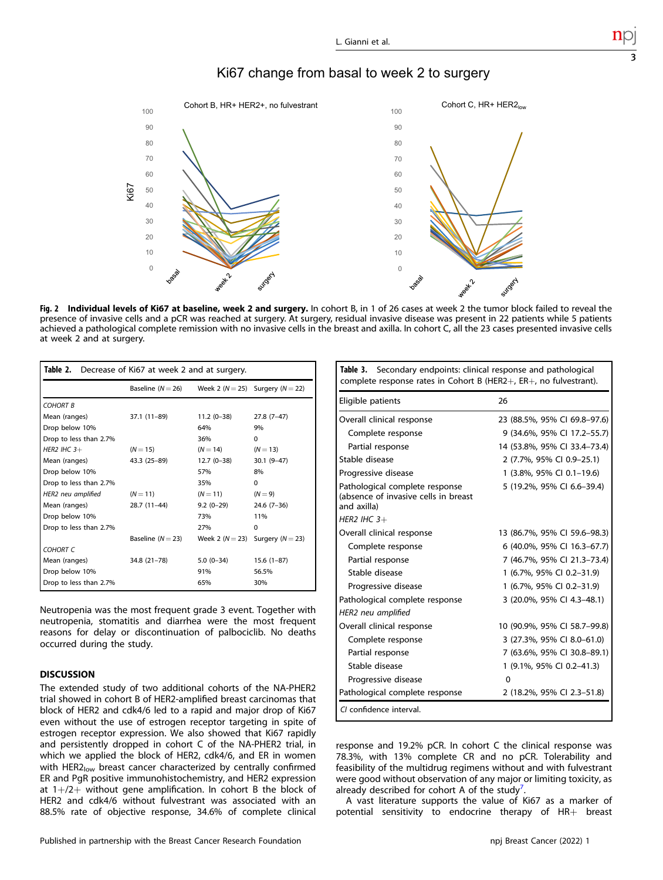Fig. 2 **Individual levels of Ki67 at baseline, week 2 and surgery.** In cohort B, in 1 of 26 cases at week 2 the tumor block failed to reveal the presence of invasive cells and a pCR was reached at surgery. At surgery, residual invasive disease was present in 22 patients while 5 patients achieved a pathological complete remission with no invasive cells in the breast and axilla. In cohort C, all the 23 cases presented invasive cells at week 2 and at surgery.

**Table 2.** Decrease of Ki67 at week 2 and at surgery.

| | Baseline ($N = 26$) | Week 2 ($N = 25$) | Surgery ($N = 22$) |
|---|---|---|---|
| COHORT B | | | |
| Mean (ranges) | 37.1 (11–89) | 11.2 (0–38) | 27.8 (7–47) |
| Drop below 10% | | 64% | 9% |
| Drop to less than 2.7% | | 36% | 0 |
| *HER2 IHC 3+* | ($N = 15$) | ($N = 14$) | ($N = 13$) |
| Mean (ranges) | 43.3 (25–89) | 12.7 (0–38) | 30.1 (9–47) |
| Drop below 10% | | 57% | 8% |
| Drop to less than 2.7% | | 35% | 0 |
| *HER2 neu amplified* | ($N = 11$) | ($N = 11$) | ($N = 9$) |
| Mean (ranges) | 28.7 (11–44) | 9.2 (0–29) | 24.6 (7–36) |
| Drop below 10% | | 73% | 11% |
| Drop to less than 2.7% | | 27% | 0 |
| | Baseline ($N = 23$) | Week 2 ($N = 23$) | Surgery ($N = 23$) |
| COHORT C | | | |
| Mean (ranges) | 34.8 (21–78) | 5.0 (0–34) | 15.6 (1–87) |
| Drop below 10% | | 91% | 56.5% |
| Drop to less than 2.7% | | 65% | 30% |

Neutropenia was the most frequent grade 3 event. Together with neutropenia, stomatitis and diarrhea were the most frequent reasons for delay or discontinuation of palbociclib. No deaths occurred during the study.

## DISCUSSION

The extended study of two additional cohorts of the NA-PHER2 trial showed in cohort B of HER2-amplified breast carcinomas that block of HER2 and cdk4/6 led to a rapid and major drop of Ki67 even without the use of estrogen receptor targeting in spite of estrogen receptor expression. We also showed that Ki67 rapidly and persistently dropped in cohort C of the NA-PHER2 trial, in which we applied the block of HER2, cdk4/6, and ER in women with $HER2_{low}$ breast cancer characterized by centrally confirmed ER and PgR positive immunohistochemistry, and HER2 expression at 1+/2+ without gene amplification. In cohort B the block of HER2 and cdk4/6 without fulvestrant was associated with an 88.5% rate of objective response, 34.6% of complete clinical response and 19.2% pCR. In cohort C the clinical response was 78.3%, with 13% complete CR and no pCR. Tolerability and feasibility of the multidrug regimens without and with fulvestrant were good without observation of any major or limiting toxicity, as already described for cohort A of the study[7].

**Table 3.** Secondary endpoints: clinical response and pathological complete response rates in Cohort B (HER2+, ER+, no fulvestrant).

| | |
|---|---|
| Eligible patients | 26 |
| Overall clinical response | 23 (88.5%, 95% CI 69.8–97.6) |
| Complete response | 9 (34.6%, 95% CI 17.2–55.7) |
| Partial response | 14 (53.8%, 95% CI 33.4–73.4) |
| Stable disease | 2 (7.7%, 95% CI 0.9–25.1) |
| Progressive disease | 1 (3.8%, 95% CI 0.1–19.6) |
| Pathological complete response (absence of invasive cells in breast and axilla) | 5 (19.2%, 95% CI 6.6–39.4) |
| *HER2 IHC 3+* | |
| Overall clinical response | 13 (86.7%, 95% CI 59.6–98.3) |
| Complete response | 6 (40.0%, 95% CI 16.3–67.7) |
| Partial response | 7 (46.7%, 95% CI 21.3–73.4) |
| Stable disease | 1 (6.7%, 95% CI 0.2–31.9) |
| Progressive disease | 1 (6.7%, 95% CI 0.2–31.9) |
| Pathological complete response | 3 (20.0%, 95% CI 4.3–48.1) |
| *HER2 neu amplified* | |
| Overall clinical response | 10 (90.9%, 95% CI 58.7–99.8) |
| Complete response | 3 (27.3%, 95% CI 8.0–61.0) |
| Partial response | 7 (63.6%, 95% CI 30.8–89.1) |
| Stable disease | 1 (9.1%, 95% CI 0.2–41.3) |
| Progressive disease | 0 |
| Pathological complete response | 2 (18.2%, 95% CI 2.3–51.8) |

*CI* confidence interval.

A vast literature supports the value of Ki67 as a marker of potential sensitivity to endocrine therapy of HR+ breast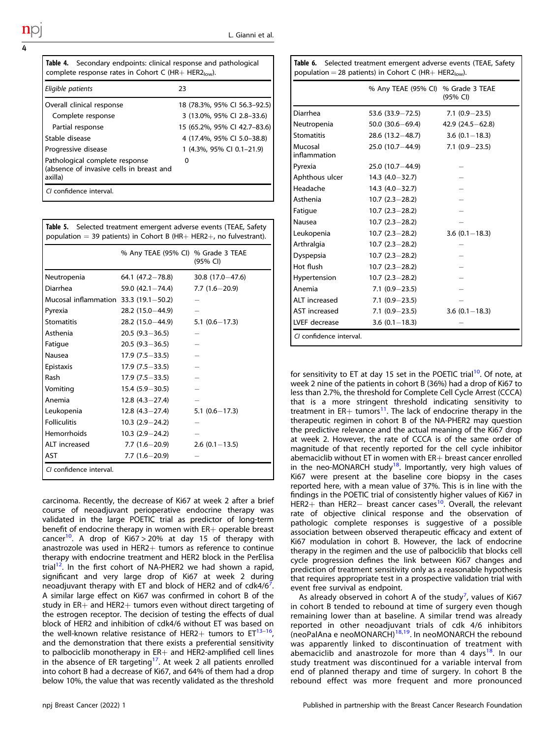**Table 4.** Secondary endpoints: clinical response and pathological complete response rates in Cohort C (HR+ $HER2_{low}$).

| Eligible patients | 23 |
|---|---|
| Overall clinical response | 18 (78.3%, 95% CI 56.3–92.5) |
| Complete response | 3 (13.0%, 95% CI 2.8–33.6) |
| Partial response | 15 (65.2%, 95% CI 42.7–83.6) |
| Stable disease | 4 (17.4%, 95% CI 5.0–38.8) |
| Progressive disease | 1 (4.3%, 95% CI 0.1–21.9) |
| Pathological complete response (absence of invasive cells in breast and axilla) | 0 |

*CI* confidence interval.

**Table 5.** Selected treatment emergent adverse events (TEAE, Safety population = 39 patients) in Cohort B (HR+ HER2+, no fulvestrant).

| | % Any TEAE (95% CI) | % Grade 3 TEAE (95% CI) |
|---|---|---|
| Neutropenia | 64.1 (47.2−78.8) | 30.8 (17.0−47.6) |
| Diarrhea | 59.0 (42.1−74.4) | 7.7 (1.6−20.9) |
| Mucosal inflammation | 33.3 (19.1−50.2) | – |
| Pyrexia | 28.2 (15.0−44.9) | – |
| Stomatitis | 28.2 (15.0−44.9) | 5.1 (0.6−17.3) |
| Asthenia | 20.5 (9.3−36.5) | – |
| Fatigue | 20.5 (9.3−36.5) | – |
| Nausea | 17.9 (7.5−33.5) | – |
| Epistaxis | 17.9 (7.5−33.5) | – |
| Rash | 17.9 (7.5−33.5) | – |
| Vomiting | 15.4 (5.9−30.5) | – |
| Anemia | 12.8 (4.3−27.4) | – |
| Leukopenia | 12.8 (4.3−27.4) | 5.1 (0.6−17.3) |
| Folliculitis | 10.3 (2.9−24.2) | – |
| Hemorrhoids | 10.3 (2.9−24.2) | – |
| ALT increased | 7.7 (1.6−20.9) | 2.6 (0.1−13.5) |
| AST | 7.7 (1.6−20.9) | – |

*CI* confidence interval.

**Table 6.** Selected treatment emergent adverse events (TEAE, Safety population = 28 patients) in Cohort C (HR+ $HER2_{low}$).

| | % Any TEAE (95% CI) | % Grade 3 TEAE (95% CI) |
|---|---|---|
| Diarrhea | 53.6 (33.9−72.5) | 7.1 (0.9−23.5) |
| Neutropenia | 50.0 (30.6−69.4) | 42.9 (24.5−62.8) |
| Stomatitis | 28.6 (13.2−48.7) | 3.6 (0.1−18.3) |
| Mucosal inflammation | 25.0 (10.7−44.9) | 7.1 (0.9−23.5) |
| Pyrexia | 25.0 (10.7−44.9) | – |
| Aphthous ulcer | 14.3 (4.0−32.7) | – |
| Headache | 14.3 (4.0−32.7) | – |
| Asthenia | 10.7 (2.3−28.2) | – |
| Fatigue | 10.7 (2.3−28.2) | – |
| Nausea | 10.7 (2.3−28.2) | – |
| Leukopenia | 10.7 (2.3−28.2) | 3.6 (0.1−18.3) |
| Arthralgia | 10.7 (2.3−28.2) | – |
| Dyspepsia | 10.7 (2.3−28.2) | – |
| Hot flush | 10.7 (2.3−28.2) | – |
| Hypertension | 10.7 (2.3−28.2) | – |
| Anemia | 7.1 (0.9−23.5) | – |
| ALT increased | 7.1 (0.9−23.5) | – |
| AST increased | 7.1 (0.9−23.5) | 3.6 (0.1−18.3) |
| LVEF decrease | 3.6 (0.1−18.3) | – |

*CI* confidence interval.

carcinoma. Recently, the decrease of Ki67 at week 2 after a brief course of neoadjuvant perioperative endocrine therapy was validated in the large POETIC trial as predictor of long-term benefit of endocrine therapy in women with ER+ operable breast cancer[10]. A drop of Ki67 > 20% at day 15 of therapy with anastrozole was used in HER2+ tumors as reference to continue therapy with endocrine treatment and HER2 block in the PerElisa trial[12]. In the first cohort of NA-PHER2 we had shown a rapid, significant and very large drop of Ki67 at week 2 during neoadjuvant therapy with ET and block of HER2 and of cdk4/6[7]. A similar large effect on Ki67 was confirmed in cohort B of the study in ER+ and HER2+ tumors even without direct targeting of the estrogen receptor. The decision of testing the effects of dual block of HER2 and inhibition of cdk4/6 without ET was based on the well-known relative resistance of HER2+ tumors to ET[13–16], and the demonstration that there exists a preferential sensitivity to palbociclib monotherapy in ER+ and HER2-amplified cell lines in the absence of ER targeting[17]. At week 2 all patients enrolled into cohort B had a decrease of Ki67, and 64% of them had a drop below 10%, the value that was recently validated as the threshold for sensitivity to ET at day 15 set in the POETIC trial[10]. Of note, at week 2 nine of the patients in cohort B (36%) had a drop of Ki67 to less than 2.7%, the threshold for Complete Cell Cycle Arrest (CCCA) that is a more stringent threshold indicating sensitivity to treatment in ER+ tumors[11]. The lack of endocrine therapy in the therapeutic regimen in cohort B of the NA-PHER2 may question the predictive relevance and the actual meaning of the Ki67 drop at week 2. However, the rate of CCCA is of the same order of magnitude of that recently reported for the cell cycle inhibitor abemaciclib without ET in women with ER+ breast cancer enrolled in the neo-MONARCH study[18]. Importantly, very high values of Ki67 were present at the baseline core biopsy in the cases reported here, with a mean value of 37%. This is in line with the findings in the POETIC trial of consistently higher values of Ki67 in HER2+ than HER2− breast cancer cases[10]. Overall, the relevant rate of objective clinical response and the observation of pathologic complete responses is suggestive of a possible association between observed therapeutic efficacy and extent of Ki67 modulation in cohort B. However, the lack of endocrine therapy in the regimen and the use of palbociclib that blocks cell cycle progression defines the link between Ki67 changes and prediction of treatment sensitivity only as a reasonable hypothesis that requires appropriate test in a prospective validation trial with event free survival as endpoint.

As already observed in cohort A of the study[7], values of Ki67 in cohort B tended to rebound at time of surgery even though remaining lower than at baseline. A similar trend was already reported in other neoadjuvant trials of cdk 4/6 inhibitors (neoPalAna e neoMONARCH)[18,19]. In neoMONARCH the rebound was apparently linked to discontinuation of treatment with abemaciclib and anastrozole for more than 4 days[18]. In our study treatment was discontinued for a variable interval from end of planned therapy and time of surgery. In cohort B the rebound effect was more frequent and more pronounced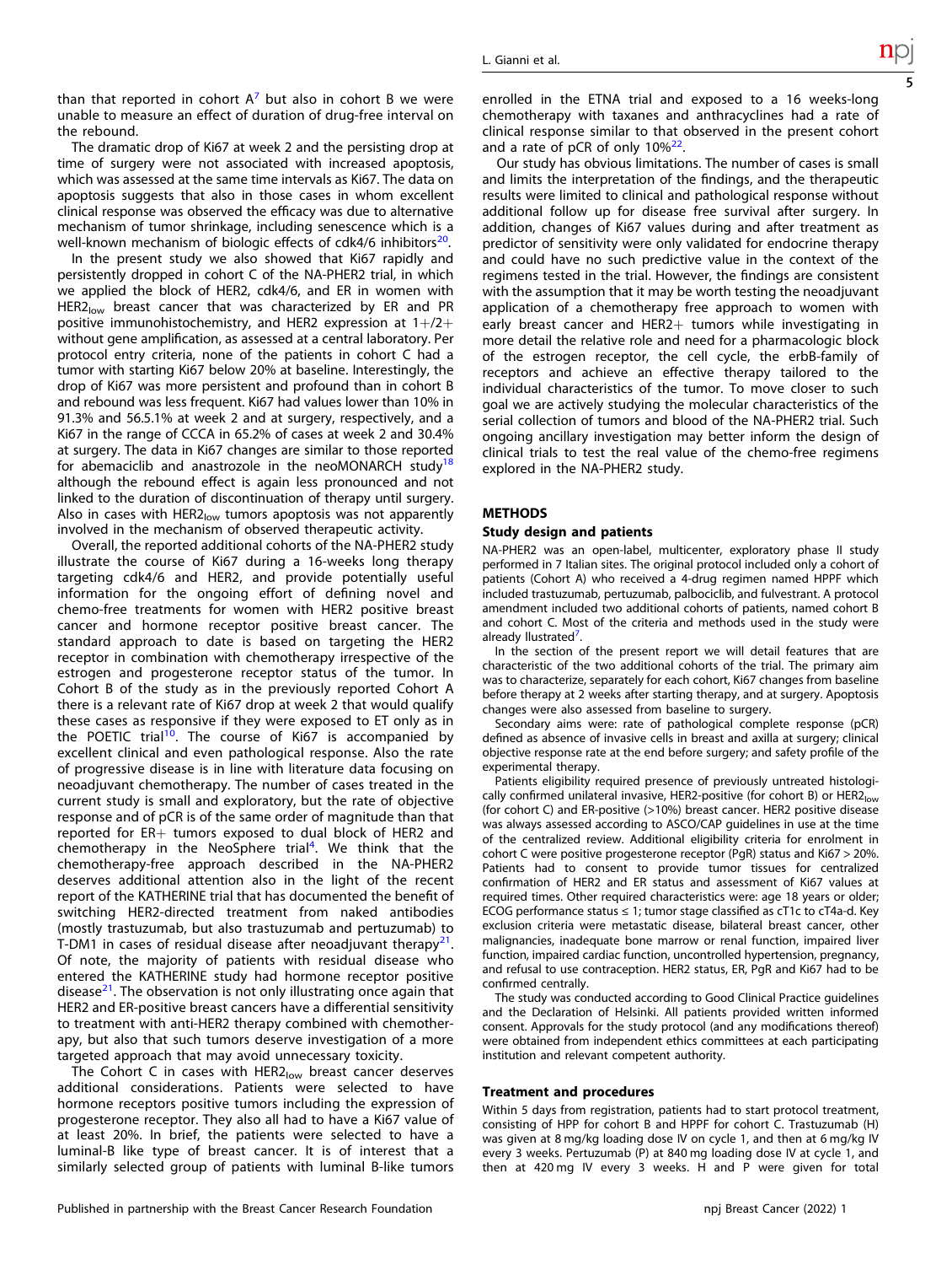than that reported in cohort A[7] but also in cohort B we were unable to measure an effect of duration of drug-free interval on the rebound.

The dramatic drop of Ki67 at week 2 and the persisting drop at time of surgery were not associated with increased apoptosis, which was assessed at the same time intervals as Ki67. The data on apoptosis suggests that also in those cases in whom excellent clinical response was observed the efficacy was due to alternative mechanism of tumor shrinkage, including senescence which is a well-known mechanism of biologic effects of cdk4/6 inhibitors[20].

In the present study we also showed that Ki67 rapidly and persistently dropped in cohort C of the NA-PHER2 trial, in which we applied the block of HER2, cdk4/6, and ER in women with $HER2_{low}$ breast cancer that was characterized by ER and PR positive immunohistochemistry, and HER2 expression at 1+/2+ without gene amplification, as assessed at a central laboratory. Per protocol entry criteria, none of the patients in cohort C had a tumor with starting Ki67 below 20% at baseline. Interestingly, the drop of Ki67 was more persistent and profound than in cohort B and rebound was less frequent. Ki67 had values lower than 10% in 91.3% and 56.5.1% at week 2 and at surgery, respectively, and a Ki67 in the range of CCCA in 65.2% of cases at week 2 and 30.4% at surgery. The data in Ki67 changes are similar to those reported for abemaciclib and anastrozole in the neoMONARCH study[18] although the rebound effect is again less pronounced and not linked to the duration of discontinuation of therapy until surgery. Also in cases with $HER2_{low}$ tumors apoptosis was not apparently involved in the mechanism of observed therapeutic activity.

Overall, the reported additional cohorts of the NA-PHER2 study illustrate the course of Ki67 during a 16-weeks long therapy targeting cdk4/6 and HER2, and provide potentially useful information for the ongoing effort of defining novel and chemo-free treatments for women with HER2 positive breast cancer and hormone receptor positive breast cancer. The standard approach to date is based on targeting the HER2 receptor in combination with chemotherapy irrespective of the estrogen and progesterone receptor status of the tumor. In Cohort B of the study as in the previously reported Cohort A there is a relevant rate of Ki67 drop at week 2 that would qualify these cases as responsive if they were exposed to ET only as in the POETIC trial[10]. The course of Ki67 is accompanied by excellent clinical and even pathological response. Also the rate of progressive disease is in line with literature data focusing on neoadjuvant chemotherapy. The number of cases treated in the current study is small and exploratory, but the rate of objective response and of pCR is of the same order of magnitude than that reported for ER+ tumors exposed to dual block of HER2 and chemotherapy in the NeoSphere trial[4]. We think that the chemotherapy-free approach described in the NA-PHER2 deserves additional attention also in the light of the recent report of the KATHERINE trial that has documented the benefit of switching HER2-directed treatment from naked antibodies (mostly trastuzumab, but also trastuzumab and pertuzumab) to T-DM1 in cases of residual disease after neoadjuvant therapy[21]. Of note, the majority of patients with residual disease who entered the KATHERINE study had hormone receptor positive disease[21]. The observation is not only illustrating once again that HER2 and ER-positive breast cancers have a differential sensitivity to treatment with anti-HER2 therapy combined with chemotherapy, but also that such tumors deserve investigation of a more targeted approach that may avoid unnecessary toxicity.

The Cohort C in cases with $HER2_{low}$ breast cancer deserves additional considerations. Patients were selected to have hormone receptors positive tumors including the expression of progesterone receptor. They also all had to have a Ki67 value of at least 20%. In brief, the patients were selected to have a luminal-B like type of breast cancer. It is of interest that a similarly selected group of patients with luminal B-like tumors enrolled in the ETNA trial and exposed to a 16 weeks-long chemotherapy with taxanes and anthracyclines had a rate of clinical response similar to that observed in the present cohort and a rate of pCR of only 10%[22].

Our study has obvious limitations. The number of cases is small and limits the interpretation of the findings, and the therapeutic results were limited to clinical and pathological response without additional follow up for disease free survival after surgery. In addition, changes of Ki67 values during and after treatment as predictor of sensitivity were only validated for endocrine therapy and could have no such predictive value in the context of the regimens tested in the trial. However, the findings are consistent with the assumption that it may be worth testing the neoadjuvant application of a chemotherapy free approach to women with early breast cancer and HER2+ tumors while investigating in more detail the relative role and need for a pharmacologic block of the estrogen receptor, the cell cycle, the erbB-family of receptors and achieve an effective therapy tailored to the individual characteristics of the tumor. To move closer to such goal we are actively studying the molecular characteristics of the serial collection of tumors and blood of the NA-PHER2 trial. Such ongoing ancillary investigation may better inform the design of clinical trials to test the real value of the chemo-free regimens explored in the NA-PHER2 study.

## METHODS

### Study design and patients

NA-PHER2 was an open-label, multicenter, exploratory phase II study performed in 7 Italian sites. The original protocol included only a cohort of patients (Cohort A) who received a 4-drug regimen named HPPF which included trastuzumab, pertuzumab, palbociclib, and fulvestrant. A protocol amendment included two additional cohorts of patients, named cohort B and cohort C. Most of the criteria and methods used in the study were already llustrated[7].

In the section of the present report we will detail features that are characteristic of the two additional cohorts of the trial. The primary aim was to characterize, separately for each cohort, Ki67 changes from baseline before therapy at 2 weeks after starting therapy, and at surgery. Apoptosis changes were also assessed from baseline to surgery.

Secondary aims were: rate of pathological complete response (pCR) defined as absence of invasive cells in breast and axilla at surgery; clinical objective response rate at the end before surgery; and safety profile of the experimental therapy.

Patients eligibility required presence of previously untreated histologically confirmed unilateral invasive, HER2-positive (for cohort B) or $HER2_{low}$ (for cohort C) and ER-positive (>10%) breast cancer. HER2 positive disease was always assessed according to ASCO/CAP guidelines in use at the time of the centralized review. Additional eligibility criteria for enrolment in cohort C were positive progesterone receptor (PgR) status and Ki67 > 20%. Patients had to consent to provide tumor tissues for centralized confirmation of HER2 and ER status and assessment of Ki67 values at required times. Other required characteristics were: age 18 years or older; ECOG performance status ≤ 1; tumor stage classified as cT1c to cT4a-d. Key exclusion criteria were metastatic disease, bilateral breast cancer, other malignancies, inadequate bone marrow or renal function, impaired liver function, impaired cardiac function, uncontrolled hypertension, pregnancy, and refusal to use contraception. HER2 status, ER, PgR and Ki67 had to be confirmed centrally.

The study was conducted according to Good Clinical Practice guidelines and the Declaration of Helsinki. All patients provided written informed consent. Approvals for the study protocol (and any modifications thereof) were obtained from independent ethics committees at each participating institution and relevant competent authority.

### Treatment and procedures

Within 5 days from registration, patients had to start protocol treatment, consisting of HPP for cohort B and HPPF for cohort C. Trastuzumab (H) was given at 8 mg/kg loading dose IV on cycle 1, and then at 6 mg/kg IV every 3 weeks. Pertuzumab (P) at 840 mg loading dose IV at cycle 1, and then at 420 mg IV every 3 weeks. H and P were given for total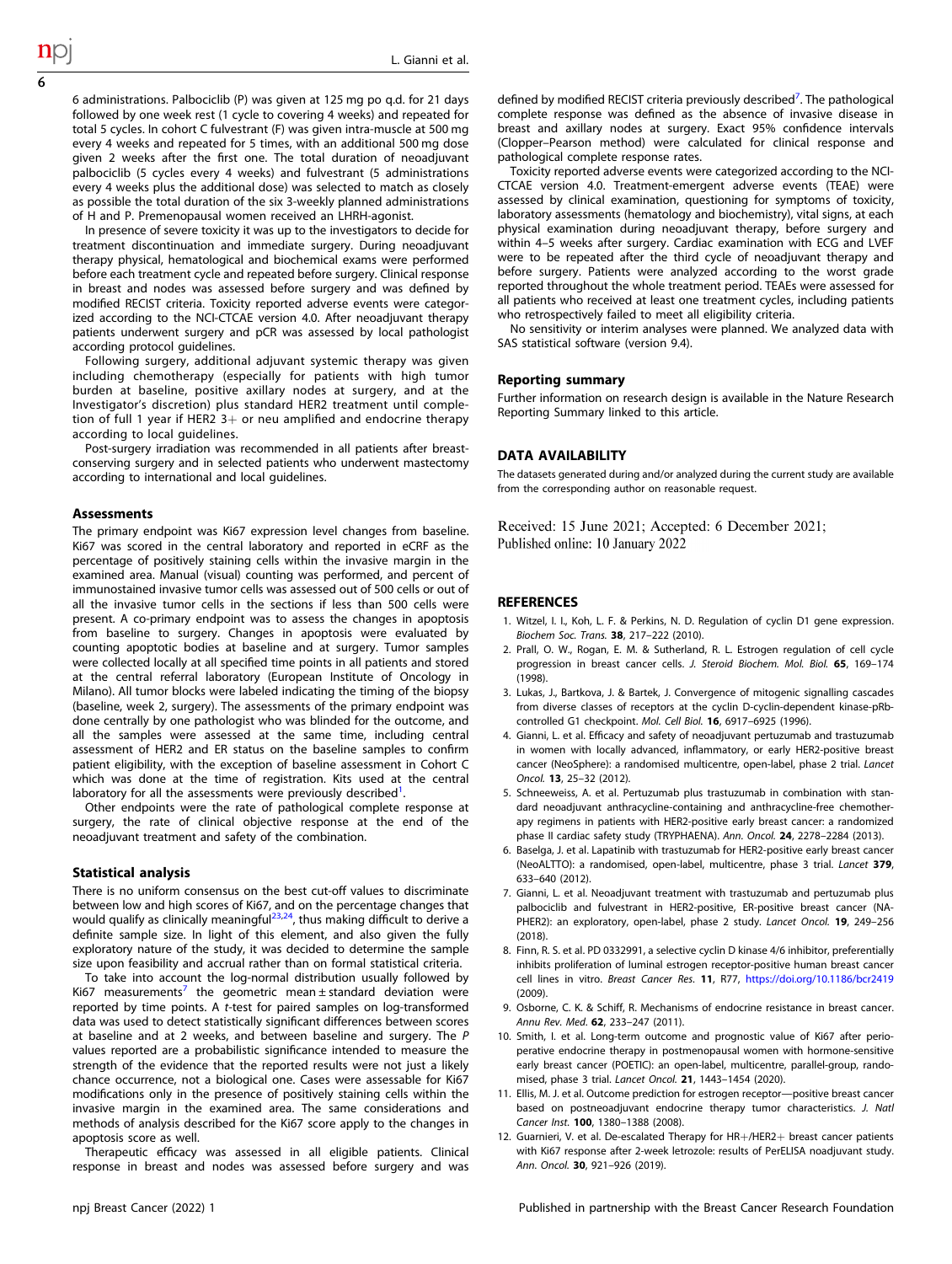6 administrations. Palbociclib (P) was given at 125 mg po q.d. for 21 days followed by one week rest (1 cycle to covering 4 weeks) and repeated for total 5 cycles. In cohort C fulvestrant (F) was given intra-muscle at 500 mg every 4 weeks and repeated for 5 times, with an additional 500 mg dose given 2 weeks after the first one. The total duration of neoadjuvant palbociclib (5 cycles every 4 weeks) and fulvestrant (5 administrations every 4 weeks plus the additional dose) was selected to match as closely as possible the total duration of the six 3-weekly planned administrations of H and P. Premenopausal women received an LHRH-agonist.

In presence of severe toxicity it was up to the investigators to decide for treatment discontinuation and immediate surgery. During neoadjuvant therapy physical, hematological and biochemical exams were performed before each treatment cycle and repeated before surgery. Clinical response in breast and nodes was assessed before surgery and was defined by modified RECIST criteria. Toxicity reported adverse events were categorized according to the NCI-CTCAE version 4.0. After neoadjuvant therapy patients underwent surgery and pCR was assessed by local pathologist according protocol guidelines.

Following surgery, additional adjuvant systemic therapy was given including chemotherapy (especially for patients with high tumor burden at baseline, positive axillary nodes at surgery, and at the Investigator's discretion) plus standard HER2 treatment until completion of full 1 year if HER2 3+ or neu amplified and endocrine therapy according to local guidelines.

Post-surgery irradiation was recommended in all patients after breast-conserving surgery and in selected patients who underwent mastectomy according to international and local guidelines.

### Assessments

The primary endpoint was Ki67 expression level changes from baseline. Ki67 was scored in the central laboratory and reported in eCRF as the percentage of positively staining cells within the invasive margin in the examined area. Manual (visual) counting was performed, and percent of immunostained invasive tumor cells was assessed out of 500 cells or out of all the invasive tumor cells in the sections if less than 500 cells were present. A co-primary endpoint was to assess the changes in apoptosis from baseline to surgery. Changes in apoptosis were evaluated by counting apoptotic bodies at baseline and at surgery. Tumor samples were collected locally at all specified time points in all patients and stored at the central referral laboratory (European Institute of Oncology in Milano). All tumor blocks were labeled indicating the timing of the biopsy (baseline, week 2, surgery). The assessments of the primary endpoint was done centrally by one pathologist who was blinded for the outcome, and all the samples were assessed at the same time, including central assessment of HER2 and ER status on the baseline samples to confirm patient eligibility, with the exception of baseline assessment in Cohort C which was done at the time of registration. Kits used at the central laboratory for all the assessments were previously described[1].

Other endpoints were the rate of pathological complete response at surgery, the rate of clinical objective response at the end of the neoadjuvant treatment and safety of the combination.

### Statistical analysis

There is no uniform consensus on the best cut-off values to discriminate between low and high scores of Ki67, and on the percentage changes that would qualify as clinically meaningful[23,24], thus making difficult to derive a definite sample size. In light of this element, and also given the fully exploratory nature of the study, it was decided to determine the sample size upon feasibility and accrual rather than on formal statistical criteria.

To take into account the log-normal distribution usually followed by Ki67 measurements[7] the geometric mean ± standard deviation were reported by time points. A *t*-test for paired samples on log-transformed data was used to detect statistically significant differences between scores at baseline and at 2 weeks, and between baseline and surgery. The *P* values reported are a probabilistic significance intended to measure the strength of the evidence that the reported results were not just a likely chance occurrence, not a biological one. Cases were assessable for Ki67 modifications only in the presence of positively staining cells within the invasive margin in the examined area. The same considerations and methods of analysis described for the Ki67 score apply to the changes in apoptosis score as well.

Therapeutic efficacy was assessed in all eligible patients. Clinical response in breast and nodes was assessed before surgery and was defined by modified RECIST criteria previously described[7]. The pathological complete response was defined as the absence of invasive disease in breast and axillary nodes at surgery. Exact 95% confidence intervals (Clopper–Pearson method) were calculated for clinical response and pathological complete response rates.

Toxicity reported adverse events were categorized according to the NCI-CTCAE version 4.0. Treatment-emergent adverse events (TEAE) were assessed by clinical examination, questioning for symptoms of toxicity, laboratory assessments (hematology and biochemistry), vital signs, at each physical examination during neoadjuvant therapy, before surgery and within 4–5 weeks after surgery. Cardiac examination with ECG and LVEF were to be repeated after the third cycle of neoadjuvant therapy and before surgery. Patients were analyzed according to the worst grade reported throughout the whole treatment period. TEAEs were assessed for all patients who received at least one treatment cycles, including patients who retrospectively failed to meet all eligibility criteria.

No sensitivity or interim analyses were planned. We analyzed data with SAS statistical software (version 9.4).

### Reporting summary

Further information on research design is available in the Nature Research Reporting Summary linked to this article.

## DATA AVAILABILITY

The datasets generated during and/or analyzed during the current study are available from the corresponding author on reasonable request.

Received: 15 June 2021; Accepted: 6 December 2021;
Published online: 10 January 2022

## REFERENCES

1. Witzel, I. I., Koh, L. F. & Perkins, N. D. Regulation of cyclin D1 gene expression. *Biochem Soc. Trans.* **38**, 217–222 (2010).
2. Prall, O. W., Rogan, E. M. & Sutherland, R. L. Estrogen regulation of cell cycle progression in breast cancer cells. *J. Steroid Biochem. Mol. Biol.* **65**, 169–174 (1998).
3. Lukas, J., Bartkova, J. & Bartek, J. Convergence of mitogenic signalling cascades from diverse classes of receptors at the cyclin D-cyclin-dependent kinase-pRb-controlled G1 checkpoint. *Mol. Cell Biol.* **16**, 6917–6925 (1996).
4. Gianni, L. et al. Efficacy and safety of neoadjuvant pertuzumab and trastuzumab in women with locally advanced, inflammatory, or early HER2-positive breast cancer (NeoSphere): a randomised multicentre, open-label, phase 2 trial. *Lancet Oncol.* **13**, 25–32 (2012).
5. Schneeweiss, A. et al. Pertuzumab plus trastuzumab in combination with standard neoadjuvant anthracycline-containing and anthracycline-free chemotherapy regimens in patients with HER2-positive early breast cancer: a randomized phase II cardiac safety study (TRYPHAENA). *Ann. Oncol.* **24**, 2278–2284 (2013).
6. Baselga, J. et al. Lapatinib with trastuzumab for HER2-positive early breast cancer (NeoALTTO): a randomised, open-label, multicentre, phase 3 trial. *Lancet* **379**, 633–640 (2012).
7. Gianni, L. et al. Neoadjuvant treatment with trastuzumab and pertuzumab plus palbociclib and fulvestrant in HER2-positive, ER-positive breast cancer (NA-PHER2): an exploratory, open-label, phase 2 study. *Lancet Oncol.* **19**, 249–256 (2018).
8. Finn, R. S. et al. PD 0332991, a selective cyclin D kinase 4/6 inhibitor, preferentially inhibits proliferation of luminal estrogen receptor-positive human breast cancer cell lines in vitro. *Breast Cancer Res.* **11**, R77, https://doi.org/10.1186/bcr2419 (2009).
9. Osborne, C. K. & Schiff, R. Mechanisms of endocrine resistance in breast cancer. *Annu Rev. Med.* **62**, 233–247 (2011).
10. Smith, I. et al. Long-term outcome and prognostic value of Ki67 after perioperative endocrine therapy in postmenopausal women with hormone-sensitive early breast cancer (POETIC): an open-label, multicentre, parallel-group, randomised, phase 3 trial. *Lancet Oncol.* **21**, 1443–1454 (2020).
11. Ellis, M. J. et al. Outcome prediction for estrogen receptor—positive breast cancer based on postneoadjuvant endocrine therapy tumor characteristics. *J. Natl Cancer Inst.* **100**, 1380–1388 (2008).
12. Guarnieri, V. et al. De-escalated Therapy for HR+/HER2+ breast cancer patients with Ki67 response after 2-week letrozole: results of PerELISA noadjuvant study. *Ann. Oncol.* **30**, 921–926 (2019).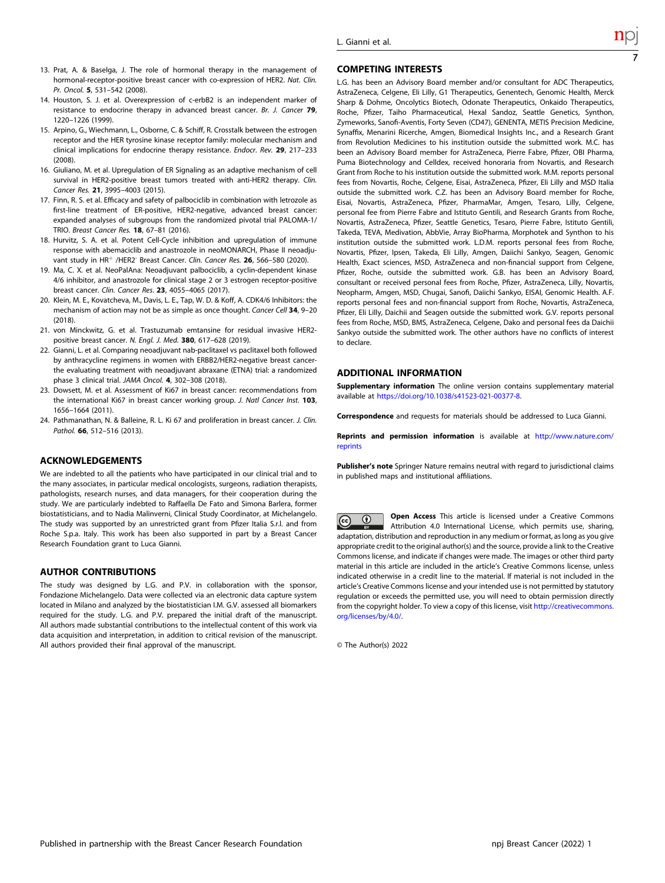13. Prat, A. & Baselga, J. The role of hormonal therapy in the management of hormonal-receptor-positive breast cancer with co-expression of HER2. *Nat. Clin. Pr. Oncol.* **5**, 531–542 (2008).
14. Houston, S. J. et al. Overexpression of c-erbB2 is an independent marker of resistance to endocrine therapy in advanced breast cancer. *Br. J. Cancer* **79**, 1220–1226 (1999).
15. Arpino, G., Wiechmann, L., Osborne, C. & Schiff, R. Crosstalk between the estrogen receptor and the HER tyrosine kinase receptor family: molecular mechanism and clinical implications for endocrine therapy resistance. *Endocr. Rev.* **29**, 217–233 (2008).
16. Giuliano, M. et al. Upregulation of ER Signaling as an adaptive mechanism of cell survival in HER2-positive breast tumors treated with anti-HER2 therapy. *Clin. Cancer Res.* **21**, 3995–4003 (2015).
17. Finn, R. S. et al. Efficacy and safety of palbociclib in combination with letrozole as first-line treatment of ER-positive, HER2-negative, advanced breast cancer: expanded analyses of subgroups from the randomized pivotal trial PALOMA-1/TRIO. *Breast Cancer Res.* **18**, 67–81 (2016).
18. Hurvitz, S. A. et al. Potent Cell-Cycle inhibition and upregulation of immune response with abemaciclib and anastrozole in neoMONARCH, Phase II neoadjuvant study in HR$^+$ /HER2$^-$ Breast Cancer. *Clin. Cancer Res.* **26**, 566–580 (2020).
19. Ma, C. X. et al. NeoPalAna: Neoadjuvant palbociclib, a cyclin-dependent kinase 4/6 inhibitor, and anastrozole for clinical stage 2 or 3 estrogen receptor-positive breast cancer. *Clin. Cancer Res.* **23**, 4055–4065 (2017).
20. Klein, M. E., Kovatcheva, M., Davis, L. E., Tap, W. D. & Koff, A. CDK4/6 Inhibitors: the mechanism of action may not be as simple as once thought. *Cancer Cell* **34**, 9–20 (2018).
21. von Minckwitz, G. et al. Trastuzumab emtansine for residual invasive HER2-positive breast cancer. *N. Engl. J. Med.* **380**, 617–628 (2019).
22. Gianni, L. et al. Comparing neoadjuvant nab-paclitaxel vs paclitaxel both followed by anthracycline regimens in women with ERBB2/HER2-negative breast cancer-the evaluating treatment with neoadjuvant abraxane (ETNA) trial: a randomized phase 3 clinical trial. *JAMA Oncol.* **4**, 302–308 (2018).
23. Dowsett, M. et al. Assessment of Ki67 in breast cancer: recommendations from the international Ki67 in breast cancer working group. *J. Natl Cancer Inst.* **103**, 1656–1664 (2011).
24. Pathmanathan, N. & Balleine, R. L. Ki 67 and proliferation in breast cancer. *J. Clin. Pathol.* **66**, 512–516 (2013).

## ACKNOWLEDGEMENTS

We are indebted to all the patients who have participated in our clinical trial and to the many associates, in particular medical oncologists, surgeons, radiation therapists, pathologists, research nurses, and data managers, for their cooperation during the study. We are particularly indebted to Raffaella De Fato and Simona Barlera, former biostatisticians, and to Nadia Malinverni, Clinical Study Coordinator, at Michelangelo. The study was supported by an unrestricted grant from Pfizer Italia S.r.l. and from Roche S.p.a. Italy. This work has been also supported in part by a Breast Cancer Research Foundation grant to Luca Gianni.

## AUTHOR CONTRIBUTIONS

The study was designed by L.G. and P.V. in collaboration with the sponsor, Fondazione Michelangelo. Data were collected via an electronic data capture system located in Milano and analyzed by the biostatistician I.M. G.V. assessed all biomarkers required for the study. L.G. and P.V. prepared the initial draft of the manuscript. All authors made substantial contributions to the intellectual content of this work via data acquisition and interpretation, in addition to critical revision of the manuscript. All authors provided their final approval of the manuscript.

## COMPETING INTERESTS

L.G. has been an Advisory Board member and/or consultant for ADC Therapeutics, AstraZeneca, Celgene, Eli Lilly, G1 Therapeutics, Genentech, Genomic Health, Merck Sharp & Dohme, Oncolytics Biotech, Odonate Therapeutics, Onkaido Therapeutics, Roche, Pfizer, Taiho Pharmaceutical, Hexal Sandoz, Seattle Genetics, Synthon, Zymeworks, Sanofi-Aventis, Forty Seven (CD47), GENENTA, METIS Precision Medicine, Synaffix, Menarini Ricerche, Amgen, Biomedical Insights Inc., and a Research Grant from Revolution Medicines to his institution outside the submitted work. M.C. has been an Advisory Board member for AstraZeneca, Pierre Fabre, Pfizer, OBI Pharma, Puma Biotechnology and Celldex, received honoraria from Novartis, and Research Grant from Roche to his institution outside the submitted work. M.M. reports personal fees from Novartis, Roche, Celgene, Eisai, AstraZeneca, Pfizer, Eli Lilly and MSD Italia outside the submitted work. C.Z. has been an Advisory Board member for Roche, Eisai, Novartis, AstraZeneca, Pfizer, PharmaMar, Amgen, Tesaro, Lilly, Celgene, personal fee from Pierre Fabre and Istituto Gentili, and Research Grants from Roche, Novartis, AstraZeneca, Pfizer, Seattle Genetics, Tesaro, Pierre Fabre, Istituto Gentili, Takeda, TEVA, Medivation, AbbVie, Array BioPharma, Morphotek and Synthon to his institution outside the submitted work. L.D.M. reports personal fees from Roche, Novartis, Pfizer, Ipsen, Takeda, Eli Lilly, Amgen, Daiichi Sankyo, Seagen, Genomic Health, Exact sciences, MSD, AstraZeneca and non-financial support from Celgene, Pfizer, Roche, outside the submitted work. G.B. has been an Advisory Board, consultant or received personal fees from Roche, Pfizer, AstraZeneca, Lilly, Novartis, Neopharm, Amgen, MSD, Chugai, Sanofi, Daiichi Sankyo, EISAI, Genomic Health. A.F. reports personal fees and non-financial support from Roche, Novartis, AstraZeneca, Pfizer, Eli Lilly, Daichii and Seagen outside the submitted work. G.V. reports personal fees from Roche, MSD, BMS, AstraZeneca, Celgene, Dako and personal fees da Daichii Sankyo outside the submitted work. The other authors have no conflicts of interest to declare.

## ADDITIONAL INFORMATION

**Supplementary information** The online version contains supplementary material available at https://doi.org/10.1038/s41523-021-00377-8.

**Correspondence** and requests for materials should be addressed to Luca Gianni.

**Reprints and permission information** is available at http://www.nature.com/reprints

**Publisher's note** Springer Nature remains neutral with regard to jurisdictional claims in published maps and institutional affiliations.

**Open Access** This article is licensed under a Creative Commons Attribution 4.0 International License, which permits use, sharing, adaptation, distribution and reproduction in any medium or format, as long as you give appropriate credit to the original author(s) and the source, provide a link to the Creative Commons license, and indicate if changes were made. The images or other third party material in this article are included in the article's Creative Commons license, unless indicated otherwise in a credit line to the material. If material is not included in the article's Creative Commons license and your intended use is not permitted by statutory regulation or exceeds the permitted use, you will need to obtain permission directly from the copyright holder. To view a copy of this license, visit http://creativecommons.org/licenses/by/4.0/.

© The Author(s) 2022